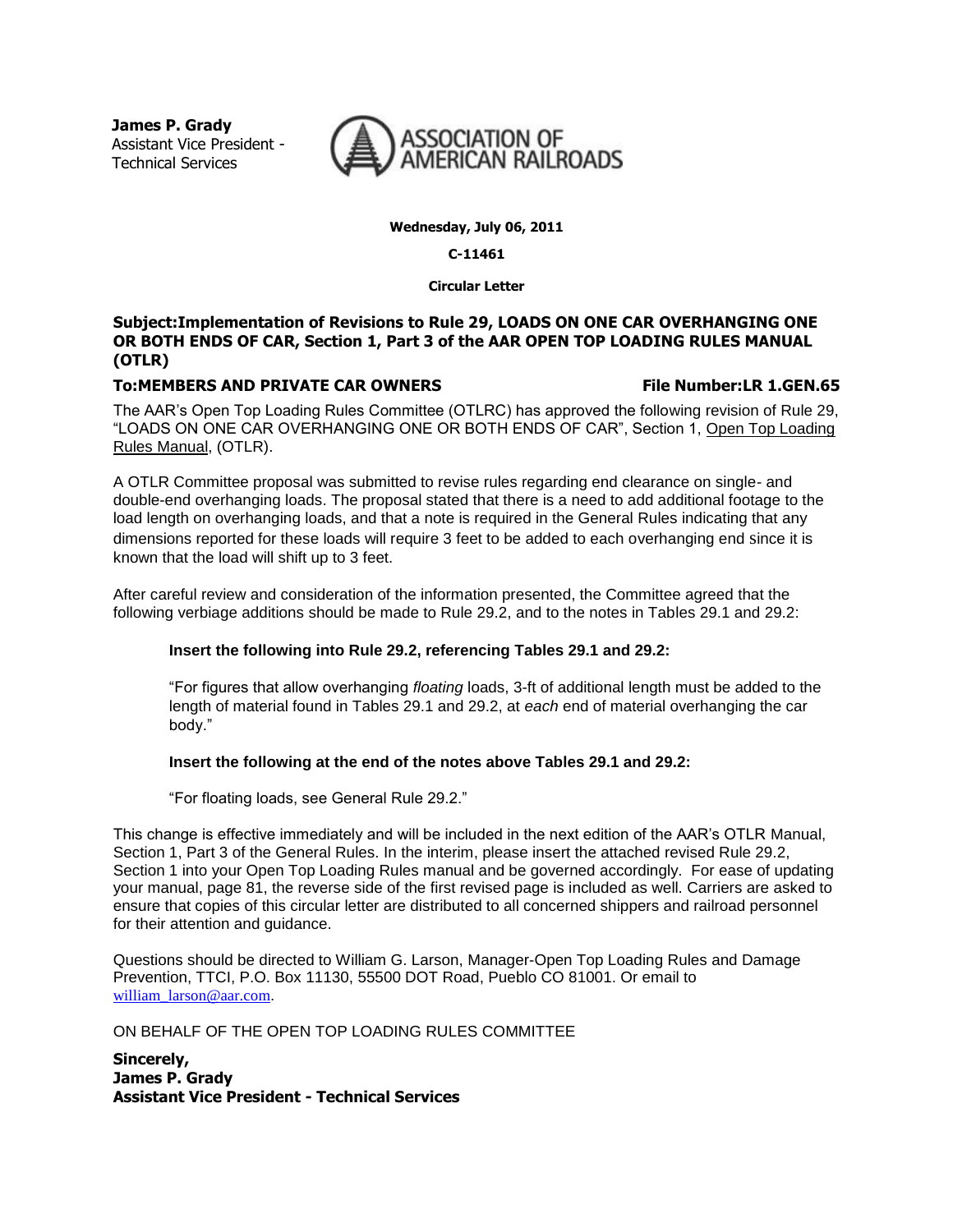**James P. Grady**
Assistant Vice President -
Technical Services

ASSOCIATION OF AMERICAN RAILROADS

**Wednesday, July 06, 2011**

**C-11461**

**Circular Letter**

**Subject:Implementation of Revisions to Rule 29, LOADS ON ONE CAR OVERHANGING ONE OR BOTH ENDS OF CAR, Section 1, Part 3 of the AAR OPEN TOP LOADING RULES MANUAL (OTLR)**

**To:MEMBERS AND PRIVATE CAR OWNERS** **File Number:LR 1.GEN.65**

The AAR's Open Top Loading Rules Committee (OTLRC) has approved the following revision of Rule 29, "LOADS ON ONE CAR OVERHANGING ONE OR BOTH ENDS OF CAR", Section 1, Open Top Loading Rules Manual, (OTLR).

A OTLR Committee proposal was submitted to revise rules regarding end clearance on single- and double-end overhanging loads. The proposal stated that there is a need to add additional footage to the load length on overhanging loads, and that a note is required in the General Rules indicating that any dimensions reported for these loads will require 3 feet to be added to each overhanging end since it is known that the load will shift up to 3 feet.

After careful review and consideration of the information presented, the Committee agreed that the following verbiage additions should be made to Rule 29.2, and to the notes in Tables 29.1 and 29.2:

**Insert the following into Rule 29.2, referencing Tables 29.1 and 29.2:**

"For figures that allow overhanging *floating* loads, 3-ft of additional length must be added to the length of material found in Tables 29.1 and 29.2, at *each* end of material overhanging the car body."

**Insert the following at the end of the notes above Tables 29.1 and 29.2:**

"For floating loads, see General Rule 29.2."

This change is effective immediately and will be included in the next edition of the AAR's OTLR Manual, Section 1, Part 3 of the General Rules. In the interim, please insert the attached revised Rule 29.2, Section 1 into your Open Top Loading Rules manual and be governed accordingly. For ease of updating your manual, page 81, the reverse side of the first revised page is included as well. Carriers are asked to ensure that copies of this circular letter are distributed to all concerned shippers and railroad personnel for their attention and guidance.

Questions should be directed to William G. Larson, Manager-Open Top Loading Rules and Damage Prevention, TTCI, P.O. Box 11130, 55500 DOT Road, Pueblo CO 81001. Or email to william_larson@aar.com.

ON BEHALF OF THE OPEN TOP LOADING RULES COMMITTEE

**Sincerely,**
**James P. Grady**
**Assistant Vice President - Technical Services**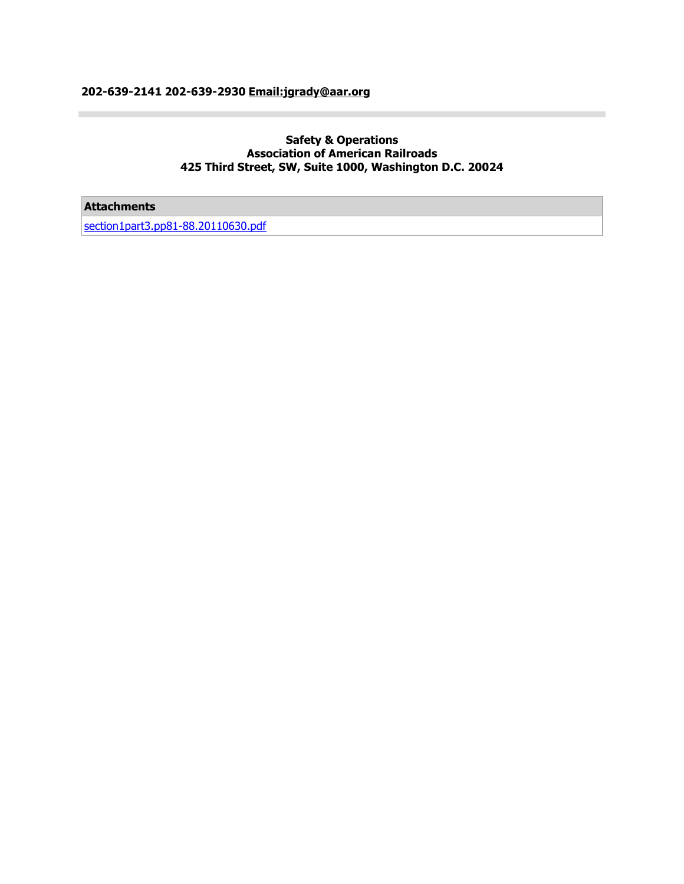**202-639-2141 202-639-2930 Email:jgrady@aar.org**

---

**Safety & Operations**
**Association of American Railroads**
**425 Third Street, SW, Suite 1000, Washington D.C. 20024**

| Attachments |
|---|
| section1part3.pp81-88.20110630.pdf |